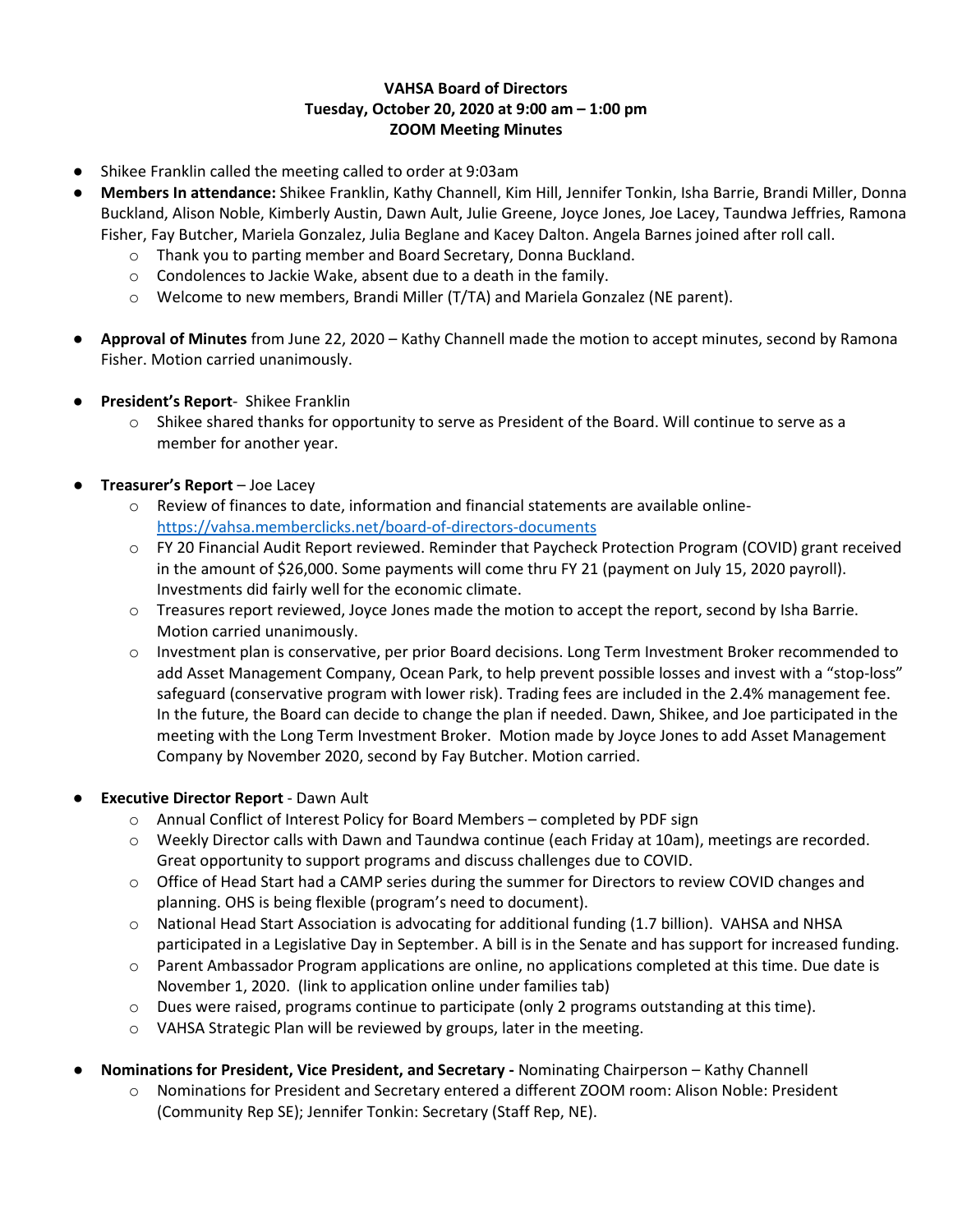**VAHSA Board of Directors**
**Tuesday, October 20, 2020 at 9:00 am – 1:00 pm**
**ZOOM Meeting Minutes**

- Shikee Franklin called the meeting called to order at 9:03am
- **Members In attendance:** Shikee Franklin, Kathy Channell, Kim Hill, Jennifer Tonkin, Isha Barrie, Brandi Miller, Donna Buckland, Alison Noble, Kimberly Austin, Dawn Ault, Julie Greene, Joyce Jones, Joe Lacey, Taundwa Jeffries, Ramona Fisher, Fay Butcher, Mariela Gonzalez, Julia Beglane and Kacey Dalton. Angela Barnes joined after roll call.
  - Thank you to parting member and Board Secretary, Donna Buckland.
  - Condolences to Jackie Wake, absent due to a death in the family.
  - Welcome to new members, Brandi Miller (T/TA) and Mariela Gonzalez (NE parent).
- **Approval of Minutes** from June 22, 2020 – Kathy Channell made the motion to accept minutes, second by Ramona Fisher. Motion carried unanimously.
- **President's Report**- Shikee Franklin
  - Shikee shared thanks for opportunity to serve as President of the Board. Will continue to serve as a member for another year.
- **Treasurer's Report** – Joe Lacey
  - Review of finances to date, information and financial statements are available online- https://vahsa.memberclicks.net/board-of-directors-documents
  - FY 20 Financial Audit Report reviewed. Reminder that Paycheck Protection Program (COVID) grant received in the amount of $26,000. Some payments will come thru FY 21 (payment on July 15, 2020 payroll). Investments did fairly well for the economic climate.
  - Treasures report reviewed, Joyce Jones made the motion to accept the report, second by Isha Barrie. Motion carried unanimously.
  - Investment plan is conservative, per prior Board decisions. Long Term Investment Broker recommended to add Asset Management Company, Ocean Park, to help prevent possible losses and invest with a "stop-loss" safeguard (conservative program with lower risk). Trading fees are included in the 2.4% management fee. In the future, the Board can decide to change the plan if needed. Dawn, Shikee, and Joe participated in the meeting with the Long Term Investment Broker. Motion made by Joyce Jones to add Asset Management Company by November 2020, second by Fay Butcher. Motion carried.
- **Executive Director Report** - Dawn Ault
  - Annual Conflict of Interest Policy for Board Members – completed by PDF sign
  - Weekly Director calls with Dawn and Taundwa continue (each Friday at 10am), meetings are recorded. Great opportunity to support programs and discuss challenges due to COVID.
  - Office of Head Start had a CAMP series during the summer for Directors to review COVID changes and planning. OHS is being flexible (program's need to document).
  - National Head Start Association is advocating for additional funding (1.7 billion). VAHSA and NHSA participated in a Legislative Day in September. A bill is in the Senate and has support for increased funding.
  - Parent Ambassador Program applications are online, no applications completed at this time. Due date is November 1, 2020. (link to application online under families tab)
  - Dues were raised, programs continue to participate (only 2 programs outstanding at this time).
  - VAHSA Strategic Plan will be reviewed by groups, later in the meeting.
- **Nominations for President, Vice President, and Secretary -** Nominating Chairperson – Kathy Channell
  - Nominations for President and Secretary entered a different ZOOM room: Alison Noble: President (Community Rep SE); Jennifer Tonkin: Secretary (Staff Rep, NE).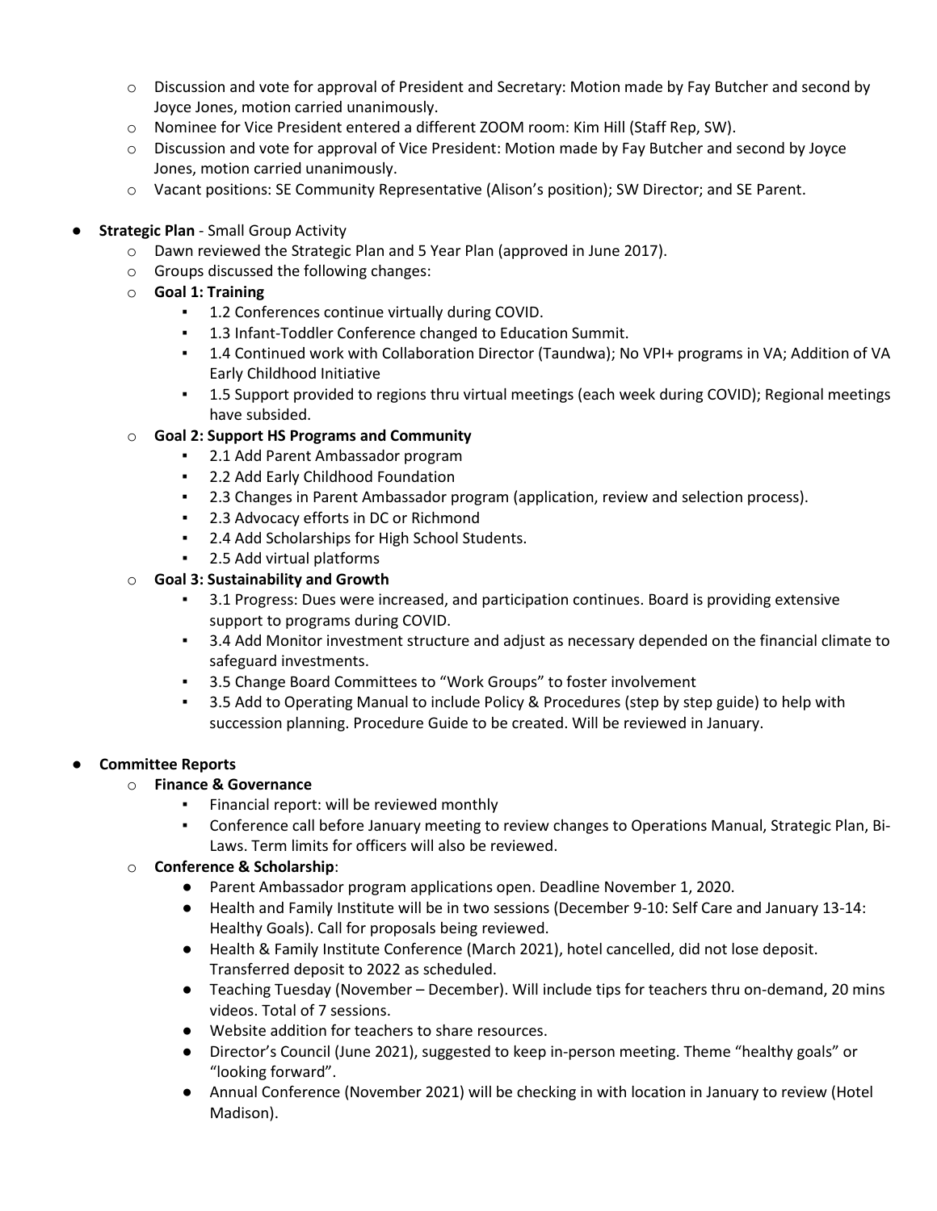- Discussion and vote for approval of President and Secretary: Motion made by Fay Butcher and second by Joyce Jones, motion carried unanimously.
- Nominee for Vice President entered a different ZOOM room: Kim Hill (Staff Rep, SW).
- Discussion and vote for approval of Vice President: Motion made by Fay Butcher and second by Joyce Jones, motion carried unanimously.
- Vacant positions: SE Community Representative (Alison's position); SW Director; and SE Parent.

- **Strategic Plan** - Small Group Activity
  - Dawn reviewed the Strategic Plan and 5 Year Plan (approved in June 2017).
  - Groups discussed the following changes:
  - **Goal 1: Training**
    - 1.2 Conferences continue virtually during COVID.
    - 1.3 Infant-Toddler Conference changed to Education Summit.
    - 1.4 Continued work with Collaboration Director (Taundwa); No VPI+ programs in VA; Addition of VA Early Childhood Initiative
    - 1.5 Support provided to regions thru virtual meetings (each week during COVID); Regional meetings have subsided.
  - **Goal 2: Support HS Programs and Community**
    - 2.1 Add Parent Ambassador program
    - 2.2 Add Early Childhood Foundation
    - 2.3 Changes in Parent Ambassador program (application, review and selection process).
    - 2.3 Advocacy efforts in DC or Richmond
    - 2.4 Add Scholarships for High School Students.
    - 2.5 Add virtual platforms
  - **Goal 3: Sustainability and Growth**
    - 3.1 Progress: Dues were increased, and participation continues. Board is providing extensive support to programs during COVID.
    - 3.4 Add Monitor investment structure and adjust as necessary depended on the financial climate to safeguard investments.
    - 3.5 Change Board Committees to "Work Groups" to foster involvement
    - 3.5 Add to Operating Manual to include Policy & Procedures (step by step guide) to help with succession planning. Procedure Guide to be created. Will be reviewed in January.

- **Committee Reports**
  - **Finance & Governance**
    - Financial report: will be reviewed monthly
    - Conference call before January meeting to review changes to Operations Manual, Strategic Plan, Bi-Laws. Term limits for officers will also be reviewed.
  - **Conference & Scholarship**:
    - Parent Ambassador program applications open. Deadline November 1, 2020.
    - Health and Family Institute will be in two sessions (December 9-10: Self Care and January 13-14: Healthy Goals). Call for proposals being reviewed.
    - Health & Family Institute Conference (March 2021), hotel cancelled, did not lose deposit. Transferred deposit to 2022 as scheduled.
    - Teaching Tuesday (November – December). Will include tips for teachers thru on-demand, 20 mins videos. Total of 7 sessions.
    - Website addition for teachers to share resources.
    - Director's Council (June 2021), suggested to keep in-person meeting. Theme "healthy goals" or "looking forward".
    - Annual Conference (November 2021) will be checking in with location in January to review (Hotel Madison).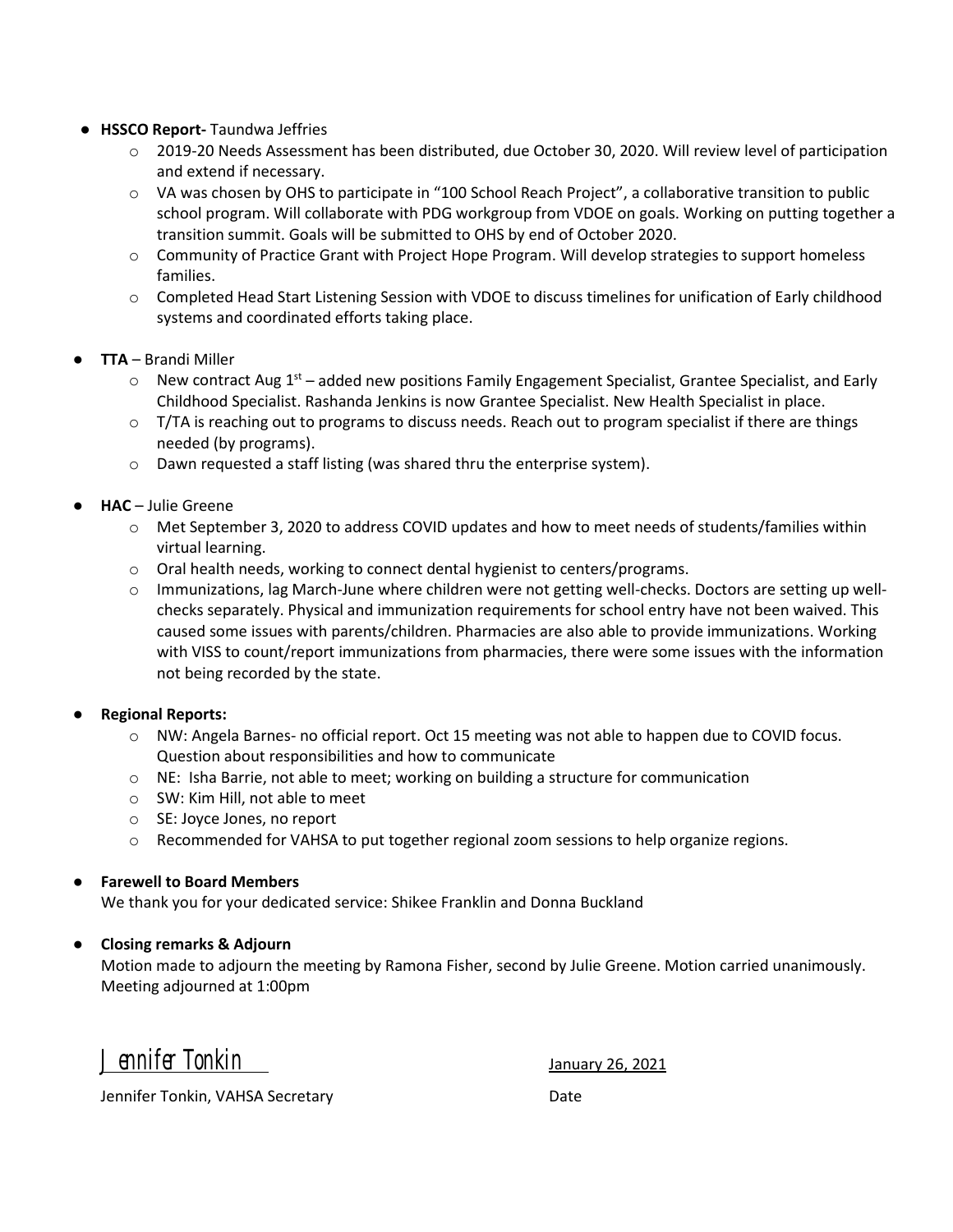- **HSSCO Report-** Taundwa Jeffries
  - 2019-20 Needs Assessment has been distributed, due October 30, 2020. Will review level of participation and extend if necessary.
  - VA was chosen by OHS to participate in "100 School Reach Project", a collaborative transition to public school program. Will collaborate with PDG workgroup from VDOE on goals. Working on putting together a transition summit. Goals will be submitted to OHS by end of October 2020.
  - Community of Practice Grant with Project Hope Program. Will develop strategies to support homeless families.
  - Completed Head Start Listening Session with VDOE to discuss timelines for unification of Early childhood systems and coordinated efforts taking place.

- **TTA** – Brandi Miller
  - New contract Aug 1st – added new positions Family Engagement Specialist, Grantee Specialist, and Early Childhood Specialist. Rashanda Jenkins is now Grantee Specialist. New Health Specialist in place.
  - T/TA is reaching out to programs to discuss needs. Reach out to program specialist if there are things needed (by programs).
  - Dawn requested a staff listing (was shared thru the enterprise system).

- **HAC** – Julie Greene
  - Met September 3, 2020 to address COVID updates and how to meet needs of students/families within virtual learning.
  - Oral health needs, working to connect dental hygienist to centers/programs.
  - Immunizations, lag March-June where children were not getting well-checks. Doctors are setting up well-checks separately. Physical and immunization requirements for school entry have not been waived. This caused some issues with parents/children. Pharmacies are also able to provide immunizations. Working with VISS to count/report immunizations from pharmacies, there were some issues with the information not being recorded by the state.

- **Regional Reports:**
  - NW: Angela Barnes- no official report. Oct 15 meeting was not able to happen due to COVID focus. Question about responsibilities and how to communicate
  - NE: Isha Barrie, not able to meet; working on building a structure for communication
  - SW: Kim Hill, not able to meet
  - SE: Joyce Jones, no report
  - Recommended for VAHSA to put together regional zoom sessions to help organize regions.

- **Farewell to Board Members**

  We thank you for your dedicated service: Shikee Franklin and Donna Buckland

- **Closing remarks & Adjourn**

  Motion made to adjourn the meeting by Ramona Fisher, second by Julie Greene. Motion carried unanimously. Meeting adjourned at 1:00pm

Jennifer Tonkin

January 26, 2021

Jennifer Tonkin, VAHSA Secretary

Date